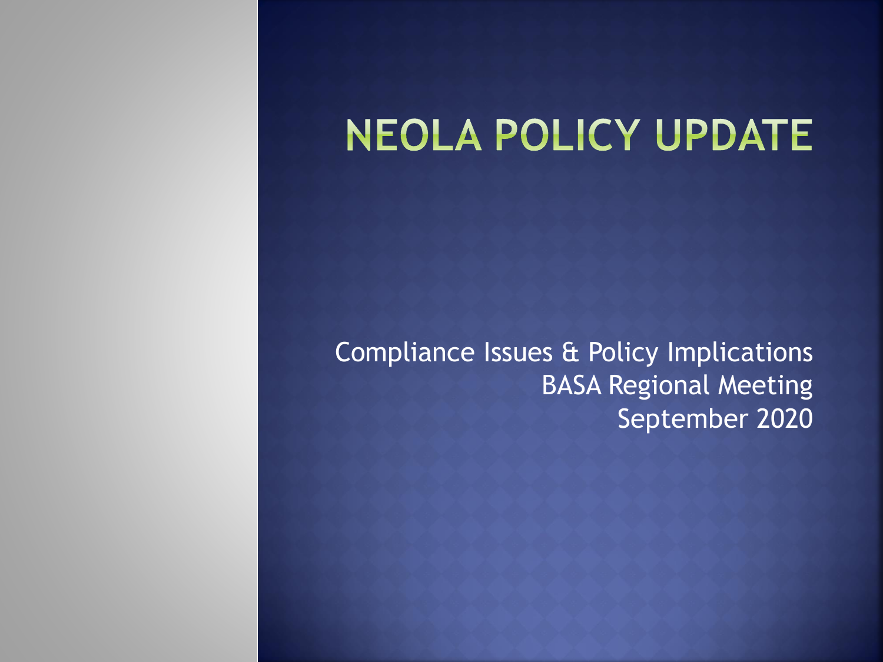# NEOLA POLICY UPDATE

Compliance Issues & Policy Implications
BASA Regional Meeting
September 2020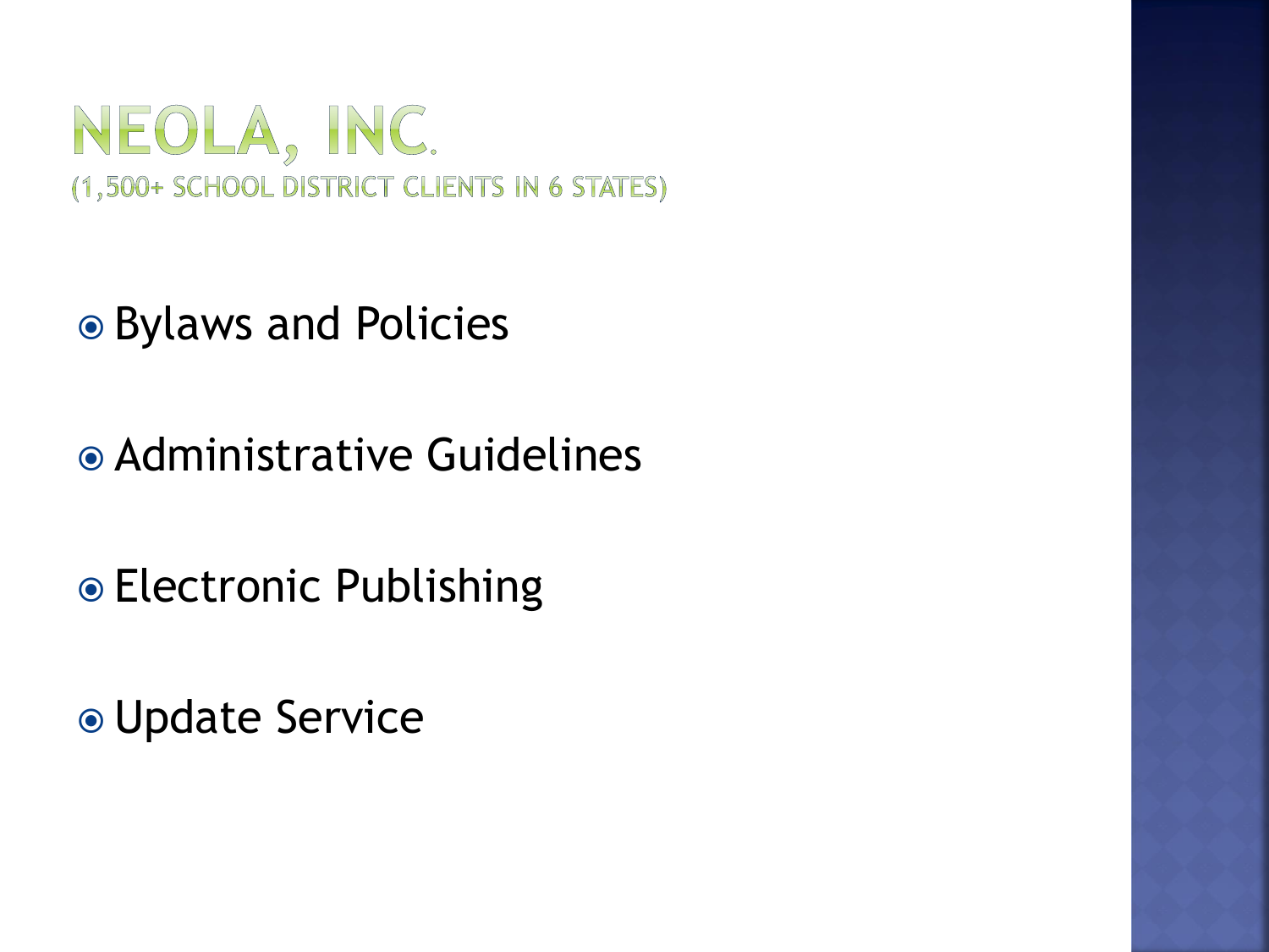# NEOLA, INC.

## (1,500+ SCHOOL DISTRICT CLIENTS IN 6 STATES)

- Bylaws and Policies
- Administrative Guidelines
- Electronic Publishing
- Update Service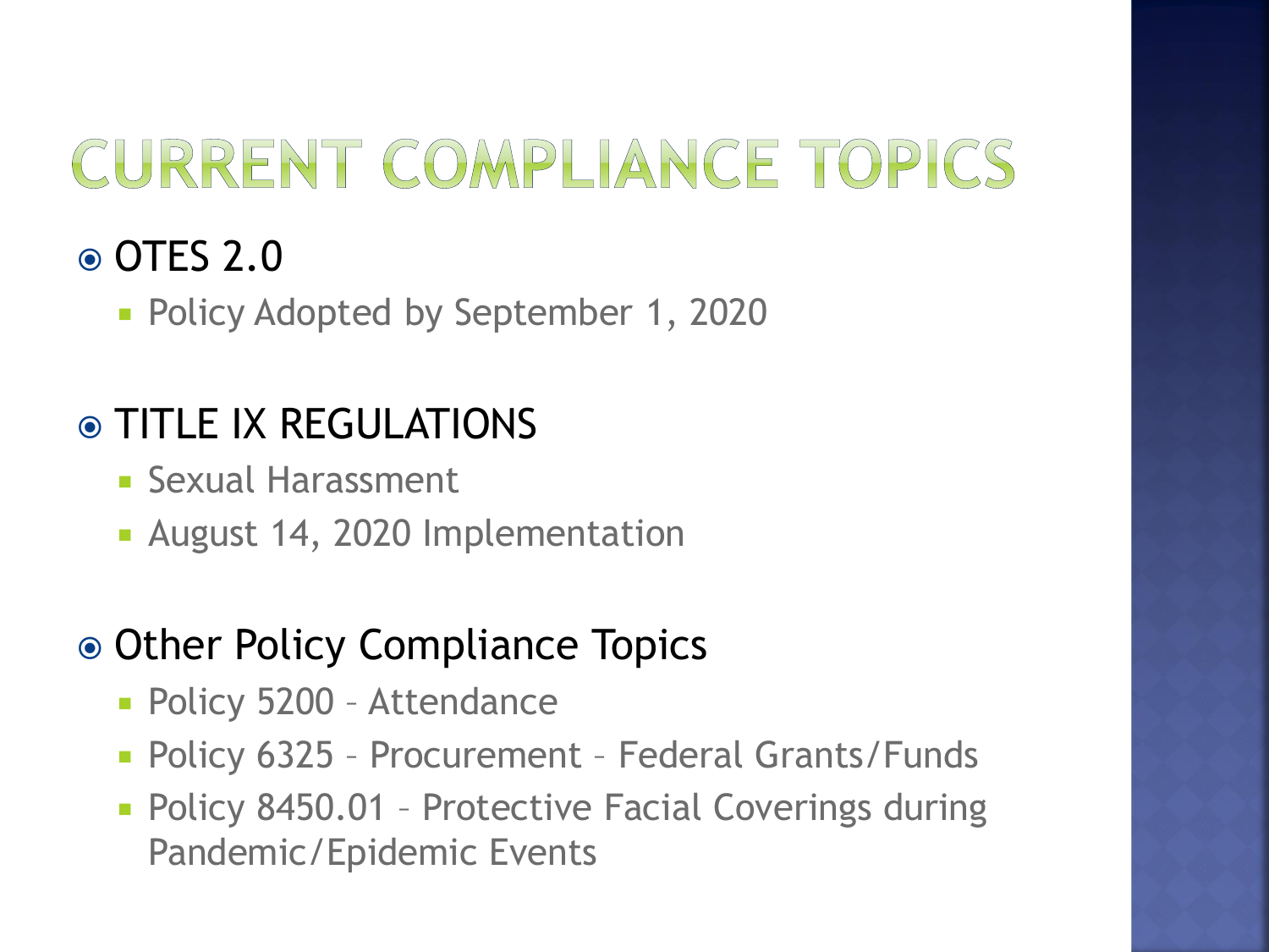# CURRENT COMPLIANCE TOPICS

- OTES 2.0
  - Policy Adopted by September 1, 2020

- TITLE IX REGULATIONS
  - Sexual Harassment
  - August 14, 2020 Implementation

- Other Policy Compliance Topics
  - Policy 5200 – Attendance
  - Policy 6325 – Procurement – Federal Grants/Funds
  - Policy 8450.01 – Protective Facial Coverings during Pandemic/Epidemic Events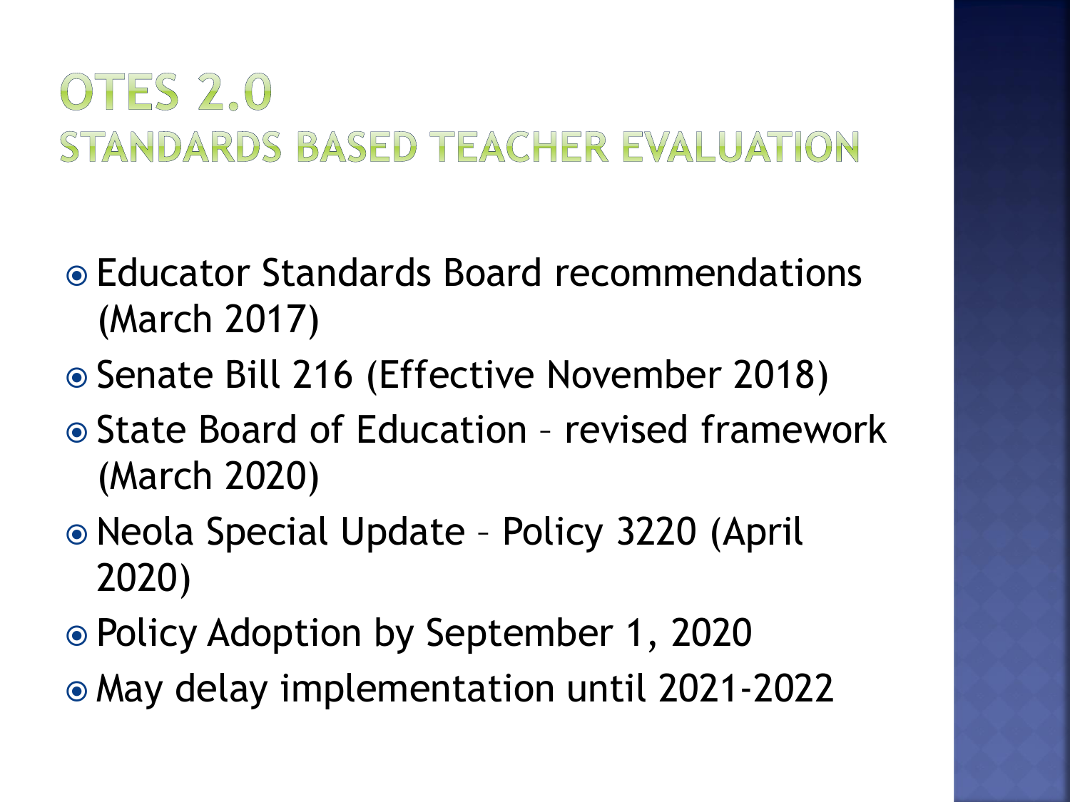# OTES 2.0
## STANDARDS BASED TEACHER EVALUATION

- Educator Standards Board recommendations (March 2017)
- Senate Bill 216 (Effective November 2018)
- State Board of Education – revised framework (March 2020)
- Neola Special Update – Policy 3220 (April 2020)
- Policy Adoption by September 1, 2020
- May delay implementation until 2021-2022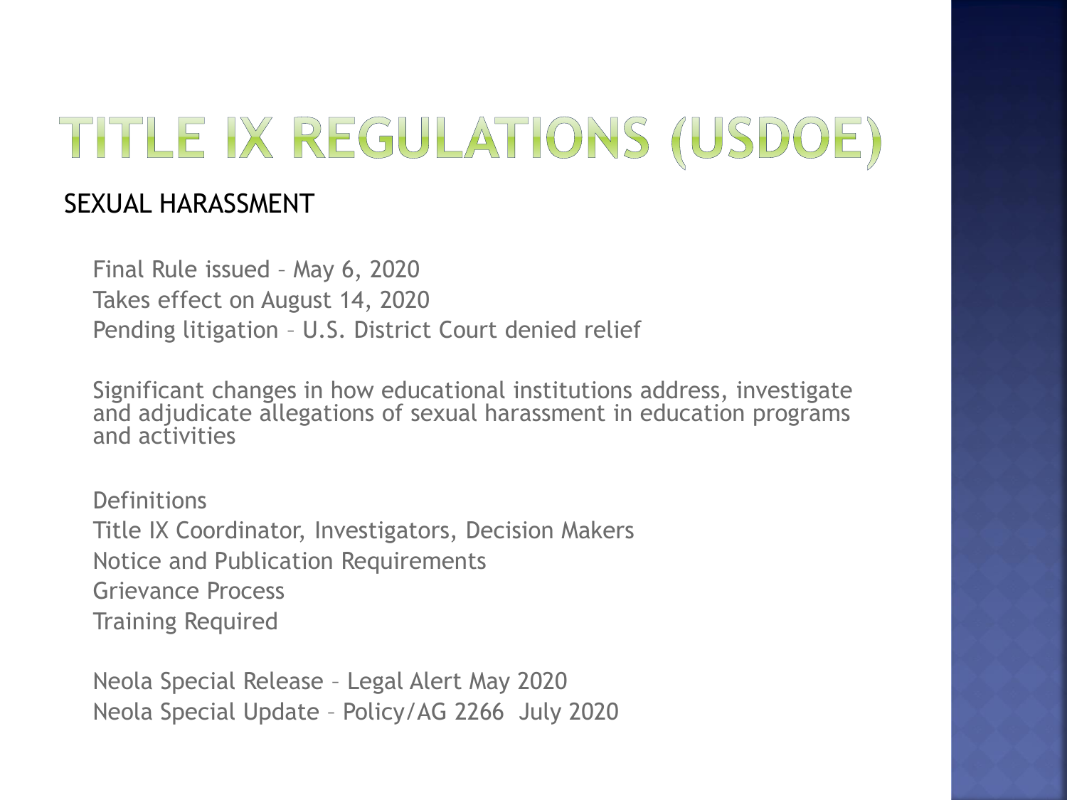# TITLE IX REGULATIONS (USDOE)

## SEXUAL HARASSMENT

Final Rule issued – May 6, 2020

Takes effect on August 14, 2020

Pending litigation – U.S. District Court denied relief

Significant changes in how educational institutions address, investigate and adjudicate allegations of sexual harassment in education programs and activities

Definitions

Title IX Coordinator, Investigators, Decision Makers

Notice and Publication Requirements

Grievance Process

Training Required

Neola Special Release – Legal Alert May 2020

Neola Special Update – Policy/AG 2266 July 2020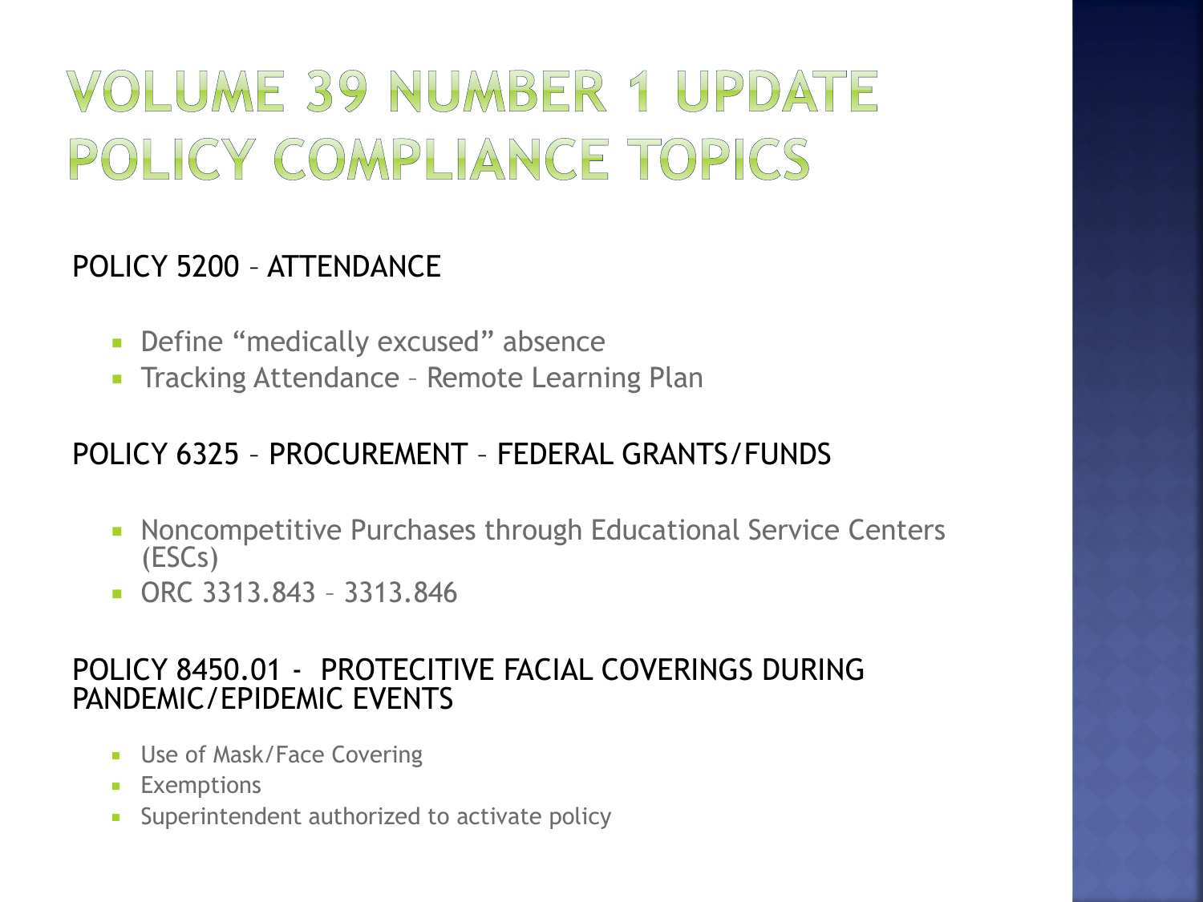# VOLUME 39 NUMBER 1 UPDATE POLICY COMPLIANCE TOPICS

## POLICY 5200 – ATTENDANCE

- Define "medically excused" absence
- Tracking Attendance – Remote Learning Plan

## POLICY 6325 – PROCUREMENT – FEDERAL GRANTS/FUNDS

- Noncompetitive Purchases through Educational Service Centers (ESCs)
- ORC 3313.843 – 3313.846

## POLICY 8450.01 - PROTECITIVE FACIAL COVERINGS DURING PANDEMIC/EPIDEMIC EVENTS

- Use of Mask/Face Covering
- Exemptions
- Superintendent authorized to activate policy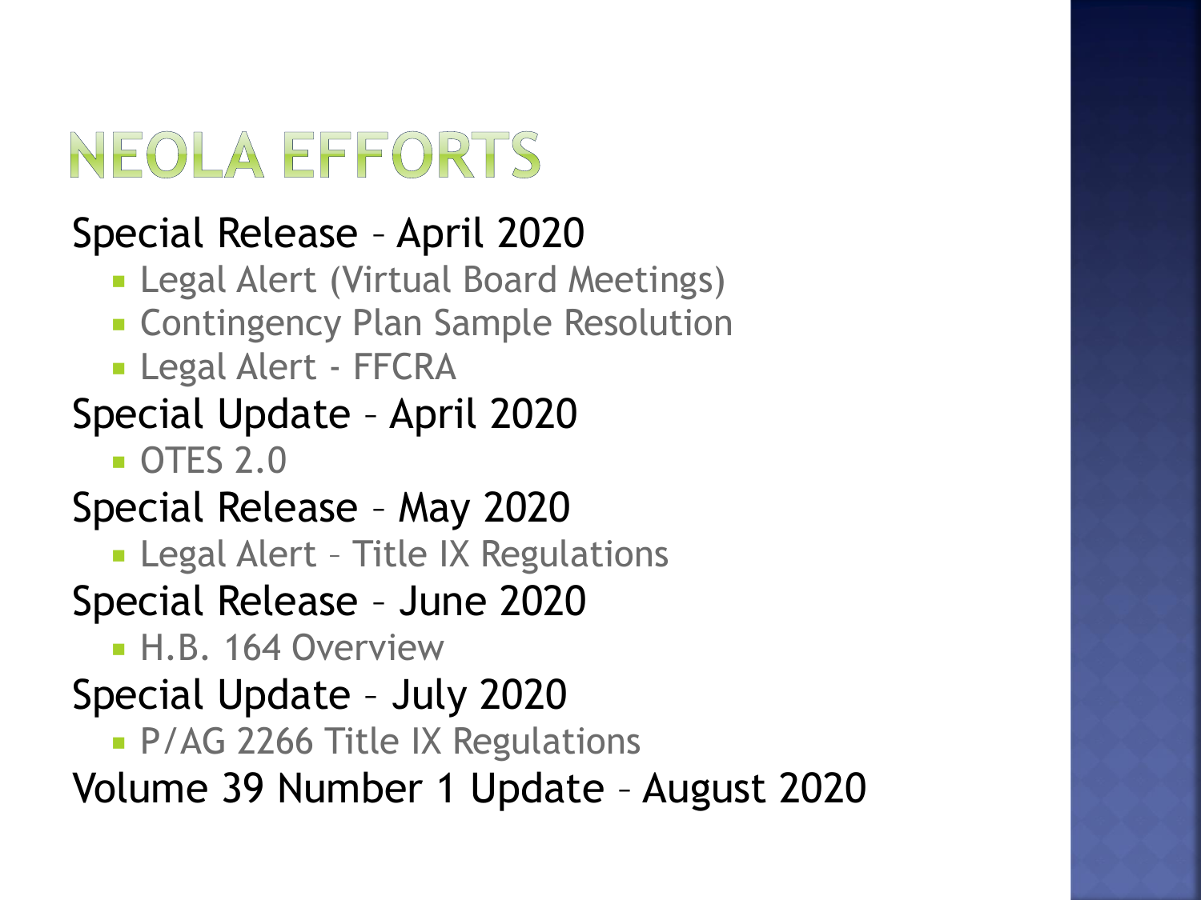# NEOLA EFFORTS

Special Release – April 2020

- Legal Alert (Virtual Board Meetings)
- Contingency Plan Sample Resolution
- Legal Alert - FFCRA

Special Update – April 2020

- OTES 2.0

Special Release – May 2020

- Legal Alert – Title IX Regulations

Special Release – June 2020

- H.B. 164 Overview

Special Update – July 2020

- P/AG 2266 Title IX Regulations

Volume 39 Number 1 Update – August 2020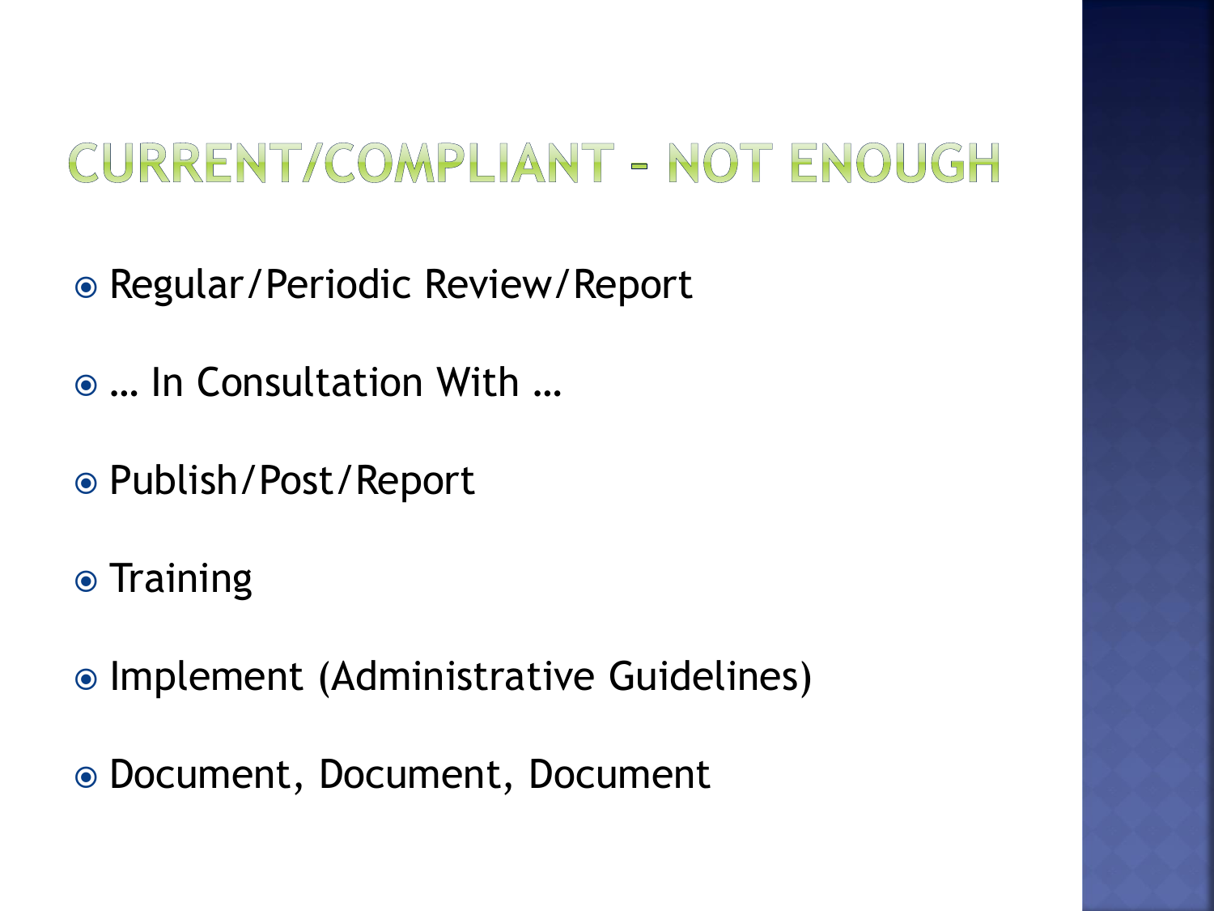# CURRENT/COMPLIANT – NOT ENOUGH

- Regular/Periodic Review/Report
- … In Consultation With …
- Publish/Post/Report
- Training
- Implement (Administrative Guidelines)
- Document, Document, Document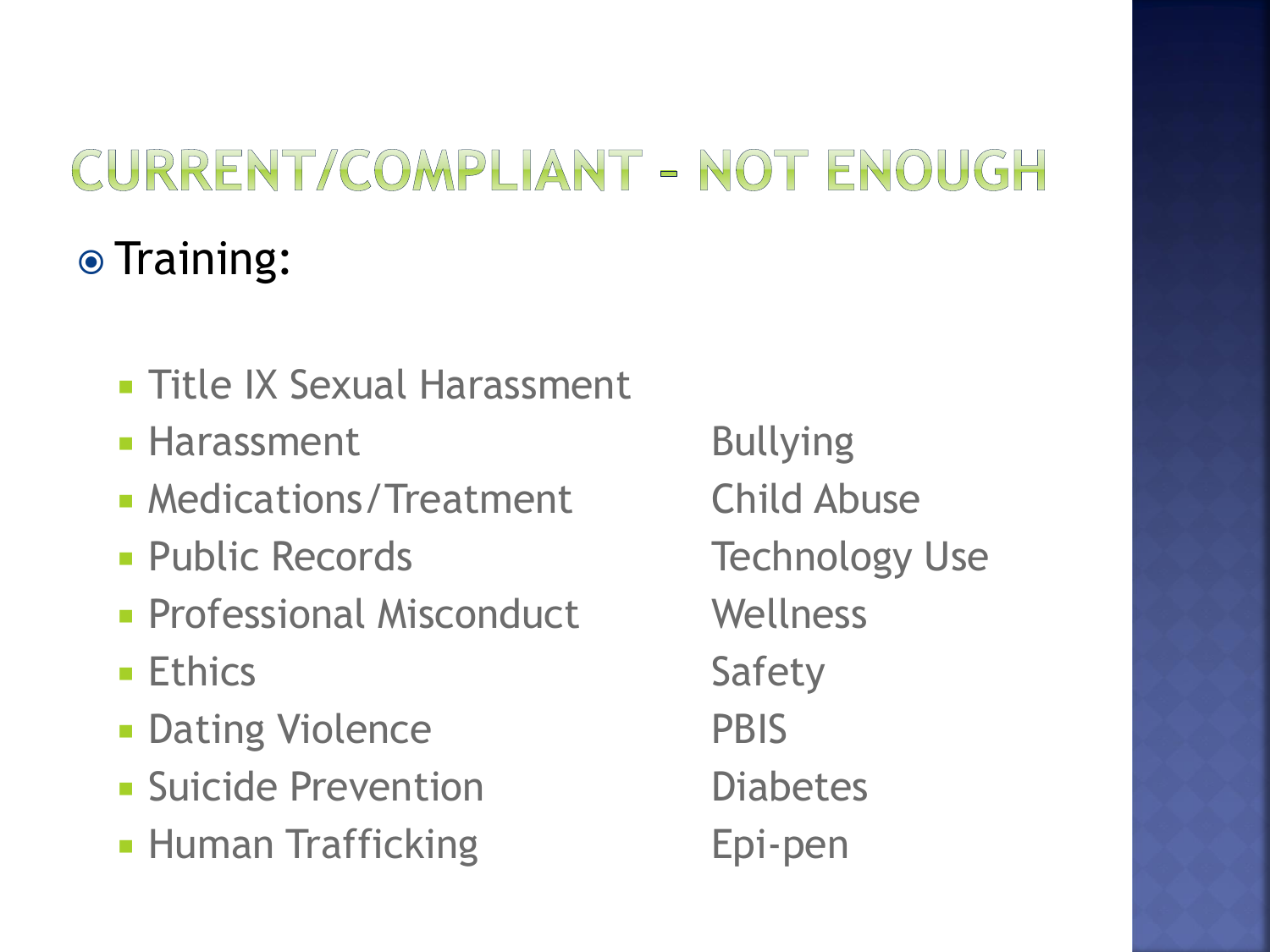# CURRENT/COMPLIANT – NOT ENOUGH

- Training:
  - Title IX Sexual Harassment
  - Harassment
  - Medications/Treatment
  - Public Records
  - Professional Misconduct
  - Ethics
  - Dating Violence
  - Suicide Prevention
  - Human Trafficking
  - Bullying
  - Child Abuse
  - Technology Use
  - Wellness
  - Safety
  - PBIS
  - Diabetes
  - Epi-pen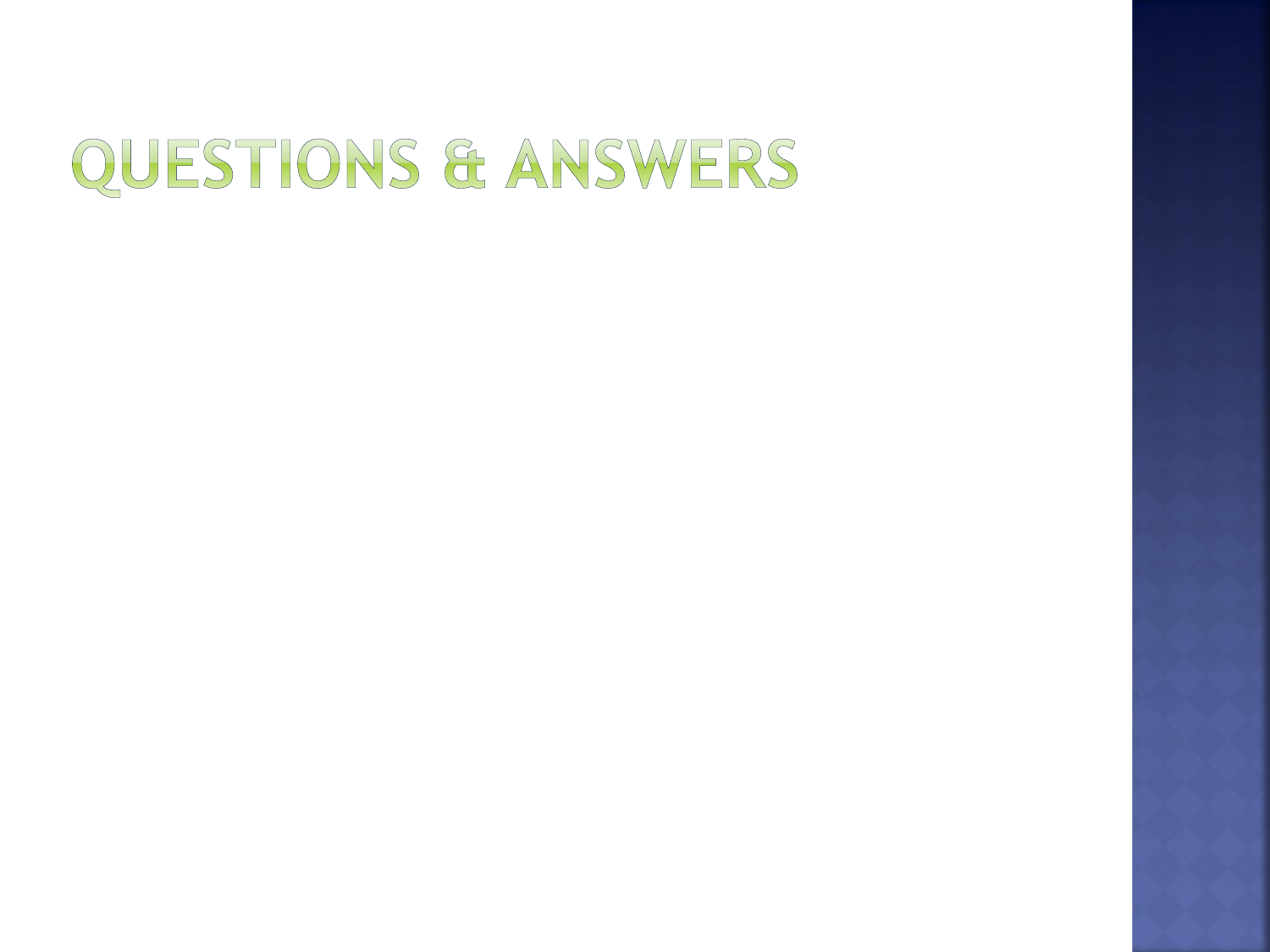# QUESTIONS & ANSWERS